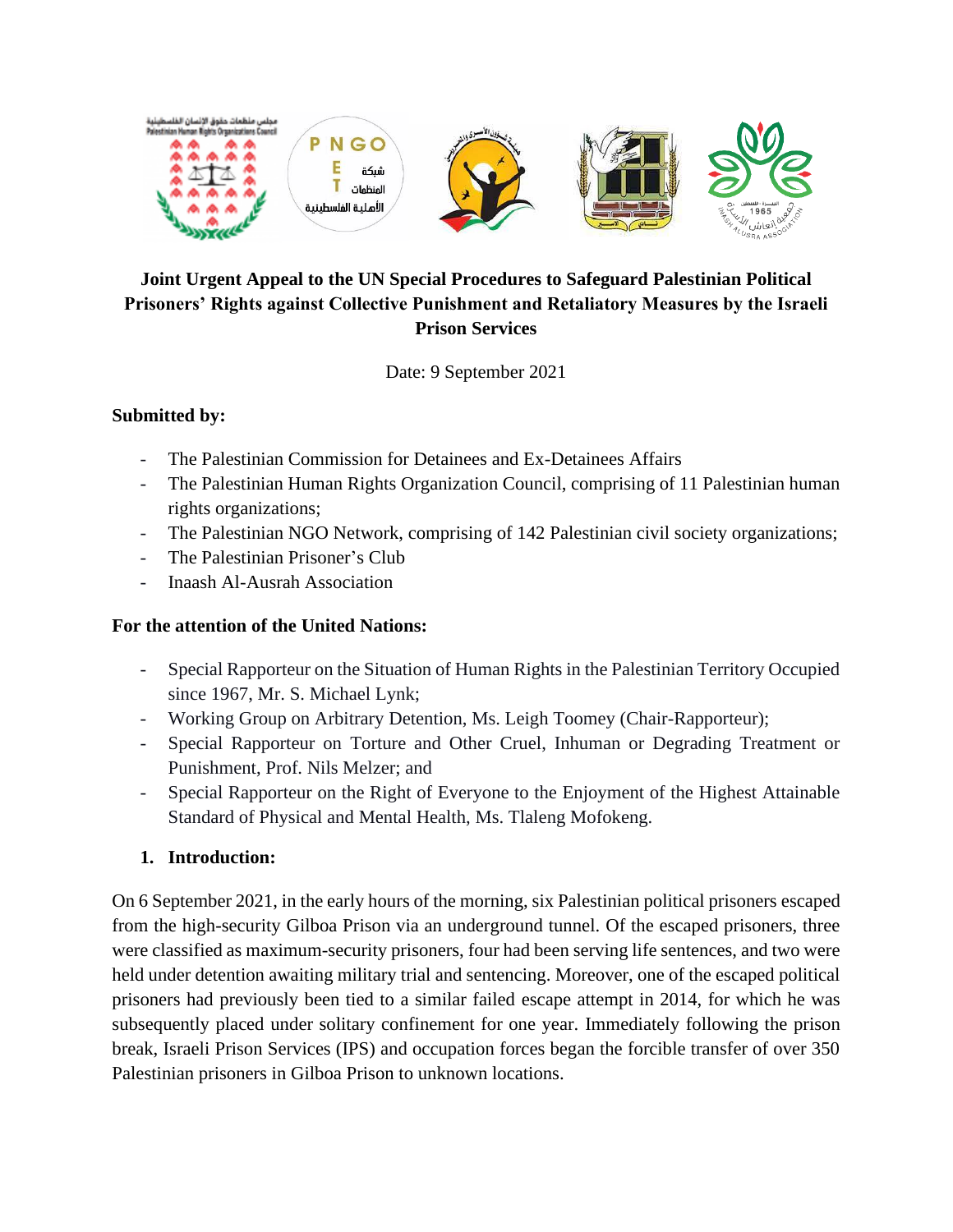**Joint Urgent Appeal to the UN Special Procedures to Safeguard Palestinian Political Prisoners' Rights against Collective Punishment and Retaliatory Measures by the Israeli Prison Services**

Date: 9 September 2021

**Submitted by:**

- The Palestinian Commission for Detainees and Ex-Detainees Affairs
- The Palestinian Human Rights Organization Council, comprising of 11 Palestinian human rights organizations;
- The Palestinian NGO Network, comprising of 142 Palestinian civil society organizations;
- The Palestinian Prisoner's Club
- Inaash Al-Ausrah Association

**For the attention of the United Nations:**

- Special Rapporteur on the Situation of Human Rights in the Palestinian Territory Occupied since 1967, Mr. S. Michael Lynk;
- Working Group on Arbitrary Detention, Ms. Leigh Toomey (Chair-Rapporteur);
- Special Rapporteur on Torture and Other Cruel, Inhuman or Degrading Treatment or Punishment, Prof. Nils Melzer; and
- Special Rapporteur on the Right of Everyone to the Enjoyment of the Highest Attainable Standard of Physical and Mental Health, Ms. Tlaleng Mofokeng.

**1. Introduction:**

On 6 September 2021, in the early hours of the morning, six Palestinian political prisoners escaped from the high-security Gilboa Prison via an underground tunnel. Of the escaped prisoners, three were classified as maximum-security prisoners, four had been serving life sentences, and two were held under detention awaiting military trial and sentencing. Moreover, one of the escaped political prisoners had previously been tied to a similar failed escape attempt in 2014, for which he was subsequently placed under solitary confinement for one year. Immediately following the prison break, Israeli Prison Services (IPS) and occupation forces began the forcible transfer of over 350 Palestinian prisoners in Gilboa Prison to unknown locations.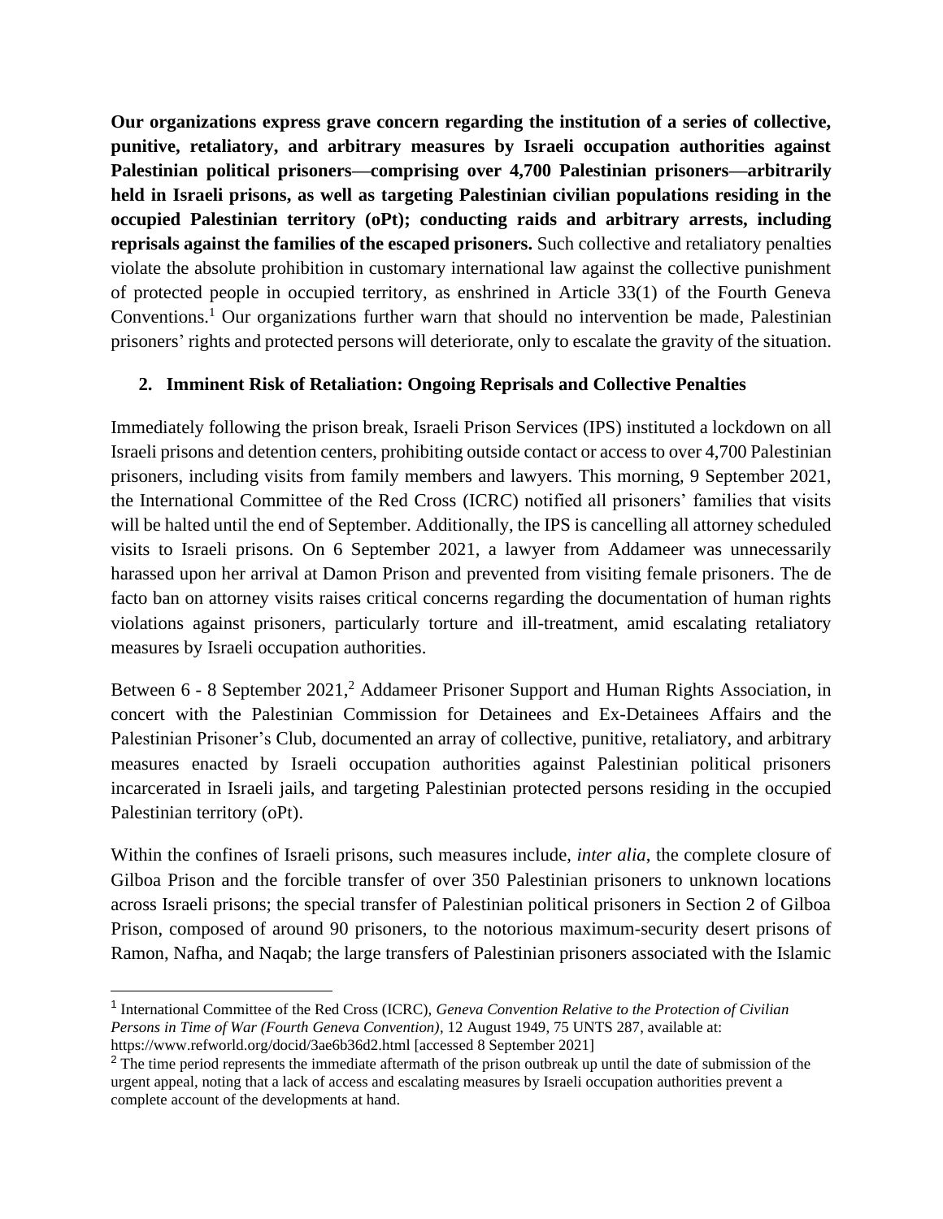**Our organizations express grave concern regarding the institution of a series of collective, punitive, retaliatory, and arbitrary measures by Israeli occupation authorities against Palestinian political prisoners—comprising over 4,700 Palestinian prisoners—arbitrarily held in Israeli prisons, as well as targeting Palestinian civilian populations residing in the occupied Palestinian territory (oPt); conducting raids and arbitrary arrests, including reprisals against the families of the escaped prisoners.** Such collective and retaliatory penalties violate the absolute prohibition in customary international law against the collective punishment of protected people in occupied territory, as enshrined in Article 33(1) of the Fourth Geneva Conventions.[1] Our organizations further warn that should no intervention be made, Palestinian prisoners' rights and protected persons will deteriorate, only to escalate the gravity of the situation.

## 2. Imminent Risk of Retaliation: Ongoing Reprisals and Collective Penalties

Immediately following the prison break, Israeli Prison Services (IPS) instituted a lockdown on all Israeli prisons and detention centers, prohibiting outside contact or access to over 4,700 Palestinian prisoners, including visits from family members and lawyers. This morning, 9 September 2021, the International Committee of the Red Cross (ICRC) notified all prisoners' families that visits will be halted until the end of September. Additionally, the IPS is cancelling all attorney scheduled visits to Israeli prisons. On 6 September 2021, a lawyer from Addameer was unnecessarily harassed upon her arrival at Damon Prison and prevented from visiting female prisoners. The de facto ban on attorney visits raises critical concerns regarding the documentation of human rights violations against prisoners, particularly torture and ill-treatment, amid escalating retaliatory measures by Israeli occupation authorities.

Between 6 - 8 September 2021,[2] Addameer Prisoner Support and Human Rights Association, in concert with the Palestinian Commission for Detainees and Ex-Detainees Affairs and the Palestinian Prisoner's Club, documented an array of collective, punitive, retaliatory, and arbitrary measures enacted by Israeli occupation authorities against Palestinian political prisoners incarcerated in Israeli jails, and targeting Palestinian protected persons residing in the occupied Palestinian territory (oPt).

Within the confines of Israeli prisons, such measures include, *inter alia*, the complete closure of Gilboa Prison and the forcible transfer of over 350 Palestinian prisoners to unknown locations across Israeli prisons; the special transfer of Palestinian political prisoners in Section 2 of Gilboa Prison, composed of around 90 prisoners, to the notorious maximum-security desert prisons of Ramon, Nafha, and Naqab; the large transfers of Palestinian prisoners associated with the Islamic

---

[1] International Committee of the Red Cross (ICRC), *Geneva Convention Relative to the Protection of Civilian Persons in Time of War (Fourth Geneva Convention)*, 12 August 1949, 75 UNTS 287, available at: https://www.refworld.org/docid/3ae6b36d2.html [accessed 8 September 2021]

[2] The time period represents the immediate aftermath of the prison outbreak up until the date of submission of the urgent appeal, noting that a lack of access and escalating measures by Israeli occupation authorities prevent a complete account of the developments at hand.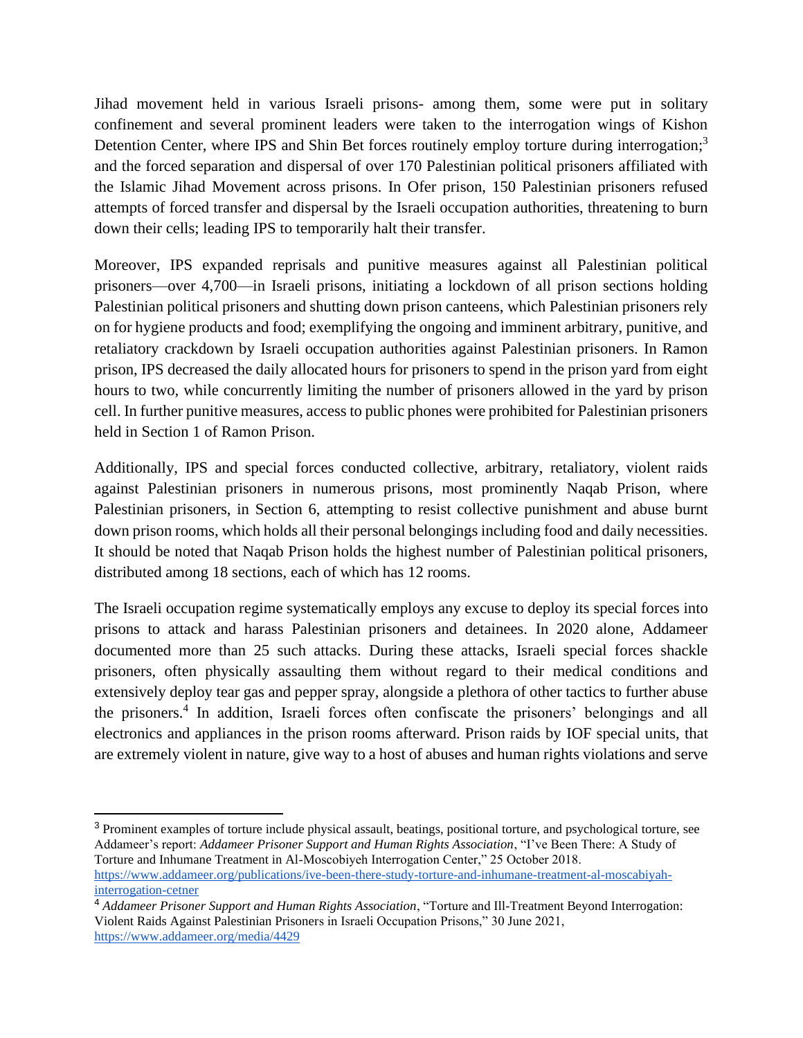Jihad movement held in various Israeli prisons- among them, some were put in solitary confinement and several prominent leaders were taken to the interrogation wings of Kishon Detention Center, where IPS and Shin Bet forces routinely employ torture during interrogation;[3] and the forced separation and dispersal of over 170 Palestinian political prisoners affiliated with the Islamic Jihad Movement across prisons. In Ofer prison, 150 Palestinian prisoners refused attempts of forced transfer and dispersal by the Israeli occupation authorities, threatening to burn down their cells; leading IPS to temporarily halt their transfer.

Moreover, IPS expanded reprisals and punitive measures against all Palestinian political prisoners—over 4,700—in Israeli prisons, initiating a lockdown of all prison sections holding Palestinian political prisoners and shutting down prison canteens, which Palestinian prisoners rely on for hygiene products and food; exemplifying the ongoing and imminent arbitrary, punitive, and retaliatory crackdown by Israeli occupation authorities against Palestinian prisoners. In Ramon prison, IPS decreased the daily allocated hours for prisoners to spend in the prison yard from eight hours to two, while concurrently limiting the number of prisoners allowed in the yard by prison cell. In further punitive measures, access to public phones were prohibited for Palestinian prisoners held in Section 1 of Ramon Prison.

Additionally, IPS and special forces conducted collective, arbitrary, retaliatory, violent raids against Palestinian prisoners in numerous prisons, most prominently Naqab Prison, where Palestinian prisoners, in Section 6, attempting to resist collective punishment and abuse burnt down prison rooms, which holds all their personal belongings including food and daily necessities. It should be noted that Naqab Prison holds the highest number of Palestinian political prisoners, distributed among 18 sections, each of which has 12 rooms.

The Israeli occupation regime systematically employs any excuse to deploy its special forces into prisons to attack and harass Palestinian prisoners and detainees. In 2020 alone, Addameer documented more than 25 such attacks. During these attacks, Israeli special forces shackle prisoners, often physically assaulting them without regard to their medical conditions and extensively deploy tear gas and pepper spray, alongside a plethora of other tactics to further abuse the prisoners.[4] In addition, Israeli forces often confiscate the prisoners' belongings and all electronics and appliances in the prison rooms afterward. Prison raids by IOF special units, that are extremely violent in nature, give way to a host of abuses and human rights violations and serve

---

[3] Prominent examples of torture include physical assault, beatings, positional torture, and psychological torture, see Addameer's report: *Addameer Prisoner Support and Human Rights Association*, "I've Been There: A Study of Torture and Inhumane Treatment in Al-Moscobiyeh Interrogation Center," 25 October 2018. https://www.addameer.org/publications/ive-been-there-study-torture-and-inhumane-treatment-al-moscabiyah-interrogation-cetner

[4] *Addameer Prisoner Support and Human Rights Association*, "Torture and Ill-Treatment Beyond Interrogation: Violent Raids Against Palestinian Prisoners in Israeli Occupation Prisons," 30 June 2021, https://www.addameer.org/media/4429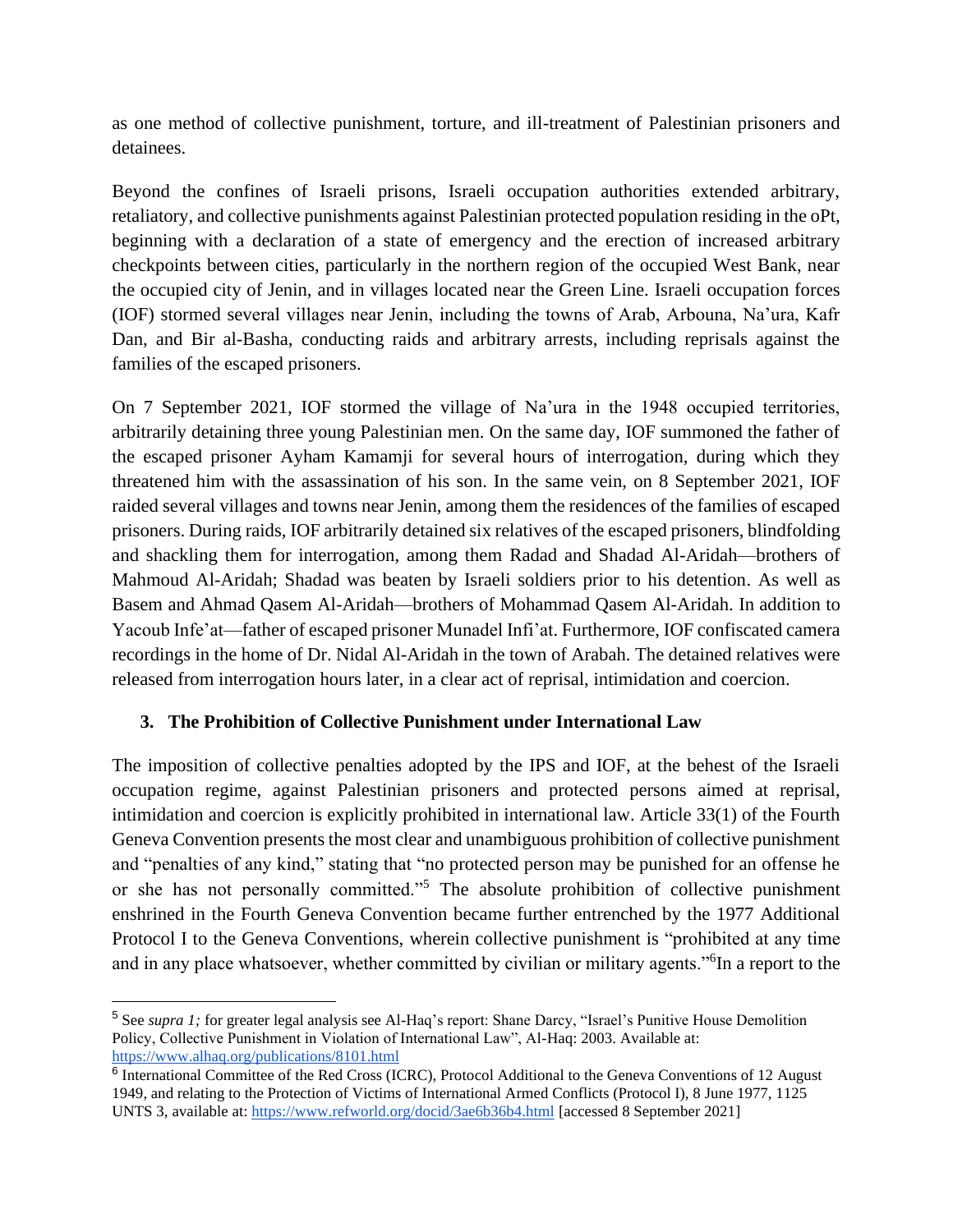as one method of collective punishment, torture, and ill-treatment of Palestinian prisoners and detainees.

Beyond the confines of Israeli prisons, Israeli occupation authorities extended arbitrary, retaliatory, and collective punishments against Palestinian protected population residing in the oPt, beginning with a declaration of a state of emergency and the erection of increased arbitrary checkpoints between cities, particularly in the northern region of the occupied West Bank, near the occupied city of Jenin, and in villages located near the Green Line. Israeli occupation forces (IOF) stormed several villages near Jenin, including the towns of Arab, Arbouna, Na'ura, Kafr Dan, and Bir al-Basha, conducting raids and arbitrary arrests, including reprisals against the families of the escaped prisoners.

On 7 September 2021, IOF stormed the village of Na'ura in the 1948 occupied territories, arbitrarily detaining three young Palestinian men. On the same day, IOF summoned the father of the escaped prisoner Ayham Kamamji for several hours of interrogation, during which they threatened him with the assassination of his son. In the same vein, on 8 September 2021, IOF raided several villages and towns near Jenin, among them the residences of the families of escaped prisoners. During raids, IOF arbitrarily detained six relatives of the escaped prisoners, blindfolding and shackling them for interrogation, among them Radad and Shadad Al-Aridah—brothers of Mahmoud Al-Aridah; Shadad was beaten by Israeli soldiers prior to his detention. As well as Basem and Ahmad Qasem Al-Aridah—brothers of Mohammad Qasem Al-Aridah. In addition to Yacoub Infe'at—father of escaped prisoner Munadel Infi'at. Furthermore, IOF confiscated camera recordings in the home of Dr. Nidal Al-Aridah in the town of Arabah. The detained relatives were released from interrogation hours later, in a clear act of reprisal, intimidation and coercion.

### 3. The Prohibition of Collective Punishment under International Law

The imposition of collective penalties adopted by the IPS and IOF, at the behest of the Israeli occupation regime, against Palestinian prisoners and protected persons aimed at reprisal, intimidation and coercion is explicitly prohibited in international law. Article 33(1) of the Fourth Geneva Convention presents the most clear and unambiguous prohibition of collective punishment and "penalties of any kind," stating that "no protected person may be punished for an offense he or she has not personally committed."[5] The absolute prohibition of collective punishment enshrined in the Fourth Geneva Convention became further entrenched by the 1977 Additional Protocol I to the Geneva Conventions, wherein collective punishment is "prohibited at any time and in any place whatsoever, whether committed by civilian or military agents."[6]In a report to the

---

[5] See *supra 1;* for greater legal analysis see Al-Haq's report: Shane Darcy, "Israel's Punitive House Demolition Policy, Collective Punishment in Violation of International Law", Al-Haq: 2003. Available at: https://www.alhaq.org/publications/8101.html

[6] International Committee of the Red Cross (ICRC), Protocol Additional to the Geneva Conventions of 12 August 1949, and relating to the Protection of Victims of International Armed Conflicts (Protocol I), 8 June 1977, 1125 UNTS 3, available at: https://www.refworld.org/docid/3ae6b36b4.html [accessed 8 September 2021]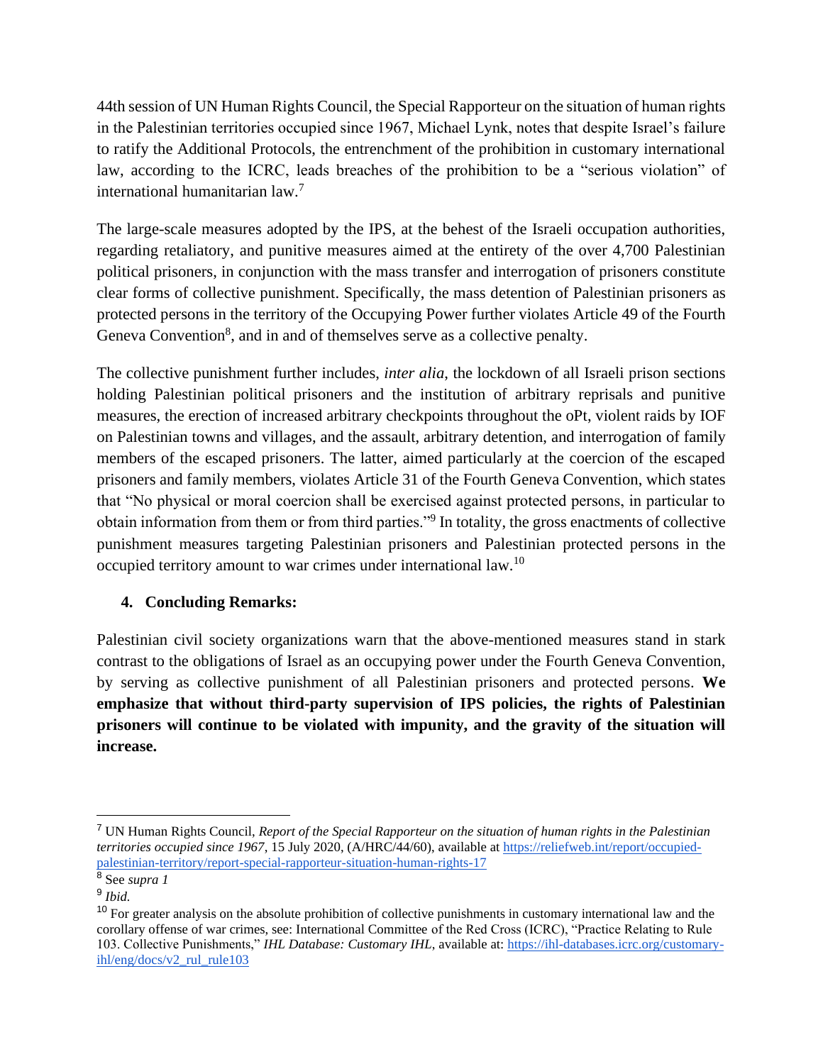44th session of UN Human Rights Council, the Special Rapporteur on the situation of human rights in the Palestinian territories occupied since 1967, Michael Lynk, notes that despite Israel's failure to ratify the Additional Protocols, the entrenchment of the prohibition in customary international law, according to the ICRC, leads breaches of the prohibition to be a "serious violation" of international humanitarian law.[7]

The large-scale measures adopted by the IPS, at the behest of the Israeli occupation authorities, regarding retaliatory, and punitive measures aimed at the entirety of the over 4,700 Palestinian political prisoners, in conjunction with the mass transfer and interrogation of prisoners constitute clear forms of collective punishment. Specifically, the mass detention of Palestinian prisoners as protected persons in the territory of the Occupying Power further violates Article 49 of the Fourth Geneva Convention[8], and in and of themselves serve as a collective penalty.

The collective punishment further includes, *inter alia*, the lockdown of all Israeli prison sections holding Palestinian political prisoners and the institution of arbitrary reprisals and punitive measures, the erection of increased arbitrary checkpoints throughout the oPt, violent raids by IOF on Palestinian towns and villages, and the assault, arbitrary detention, and interrogation of family members of the escaped prisoners. The latter, aimed particularly at the coercion of the escaped prisoners and family members, violates Article 31 of the Fourth Geneva Convention, which states that "No physical or moral coercion shall be exercised against protected persons, in particular to obtain information from them or from third parties."[9] In totality, the gross enactments of collective punishment measures targeting Palestinian prisoners and Palestinian protected persons in the occupied territory amount to war crimes under international law.[10]

## 4. Concluding Remarks:

Palestinian civil society organizations warn that the above-mentioned measures stand in stark contrast to the obligations of Israel as an occupying power under the Fourth Geneva Convention, by serving as collective punishment of all Palestinian prisoners and protected persons. **We emphasize that without third-party supervision of IPS policies, the rights of Palestinian prisoners will continue to be violated with impunity, and the gravity of the situation will increase.**

---

[7] UN Human Rights Council, *Report of the Special Rapporteur on the situation of human rights in the Palestinian territories occupied since 1967*, 15 July 2020, (A/HRC/44/60), available at https://reliefweb.int/report/occupied-palestinian-territory/report-special-rapporteur-situation-human-rights-17

[8] See *supra 1*

[9] *Ibid.*

[10] For greater analysis on the absolute prohibition of collective punishments in customary international law and the corollary offense of war crimes, see: International Committee of the Red Cross (ICRC), "Practice Relating to Rule 103. Collective Punishments," *IHL Database: Customary IHL*, available at: https://ihl-databases.icrc.org/customary-ihl/eng/docs/v2_rul_rule103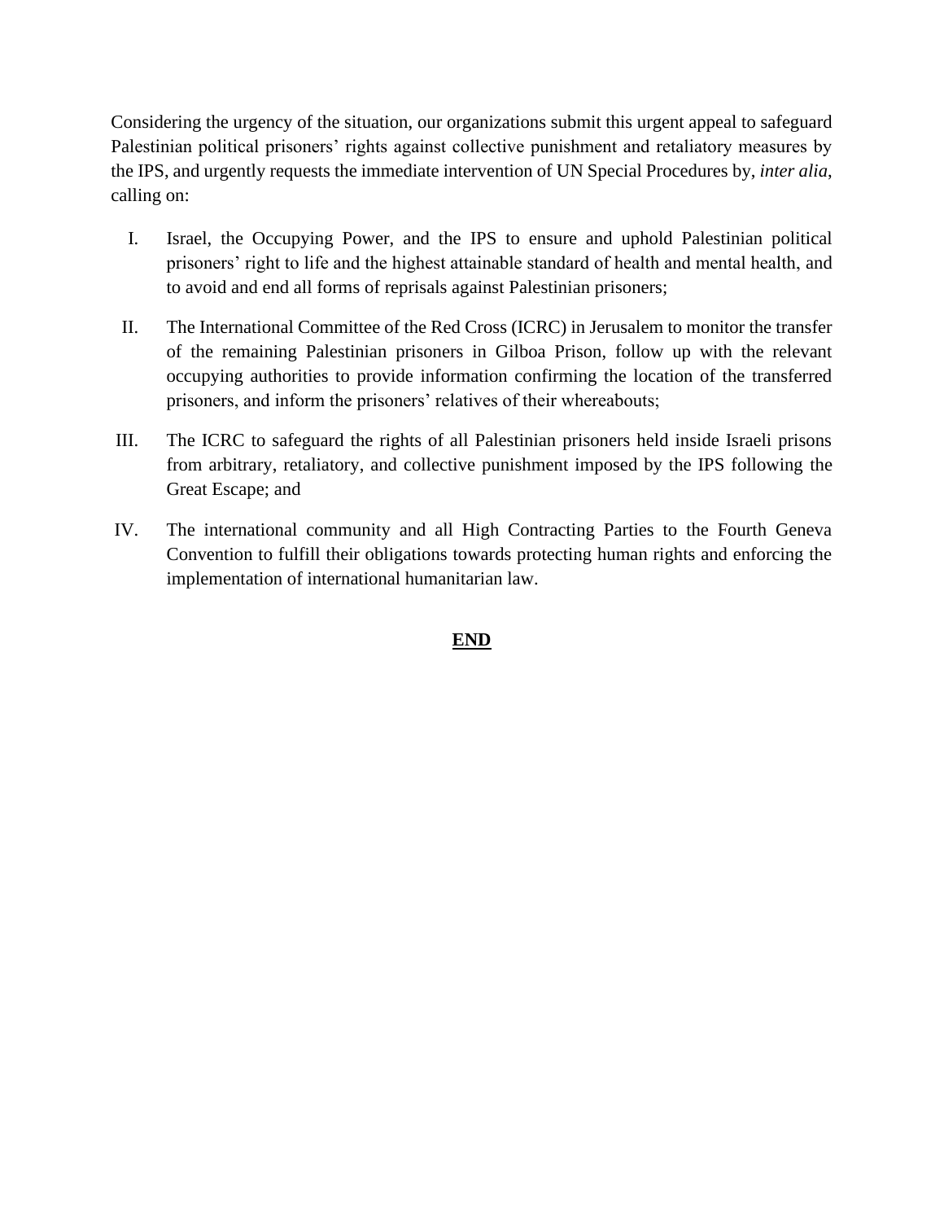Considering the urgency of the situation, our organizations submit this urgent appeal to safeguard Palestinian political prisoners' rights against collective punishment and retaliatory measures by the IPS, and urgently requests the immediate intervention of UN Special Procedures by, *inter alia*, calling on:

I. Israel, the Occupying Power, and the IPS to ensure and uphold Palestinian political prisoners' right to life and the highest attainable standard of health and mental health, and to avoid and end all forms of reprisals against Palestinian prisoners;

II. The International Committee of the Red Cross (ICRC) in Jerusalem to monitor the transfer of the remaining Palestinian prisoners in Gilboa Prison, follow up with the relevant occupying authorities to provide information confirming the location of the transferred prisoners, and inform the prisoners' relatives of their whereabouts;

III. The ICRC to safeguard the rights of all Palestinian prisoners held inside Israeli prisons from arbitrary, retaliatory, and collective punishment imposed by the IPS following the Great Escape; and

IV. The international community and all High Contracting Parties to the Fourth Geneva Convention to fulfill their obligations towards protecting human rights and enforcing the implementation of international humanitarian law.

**END**